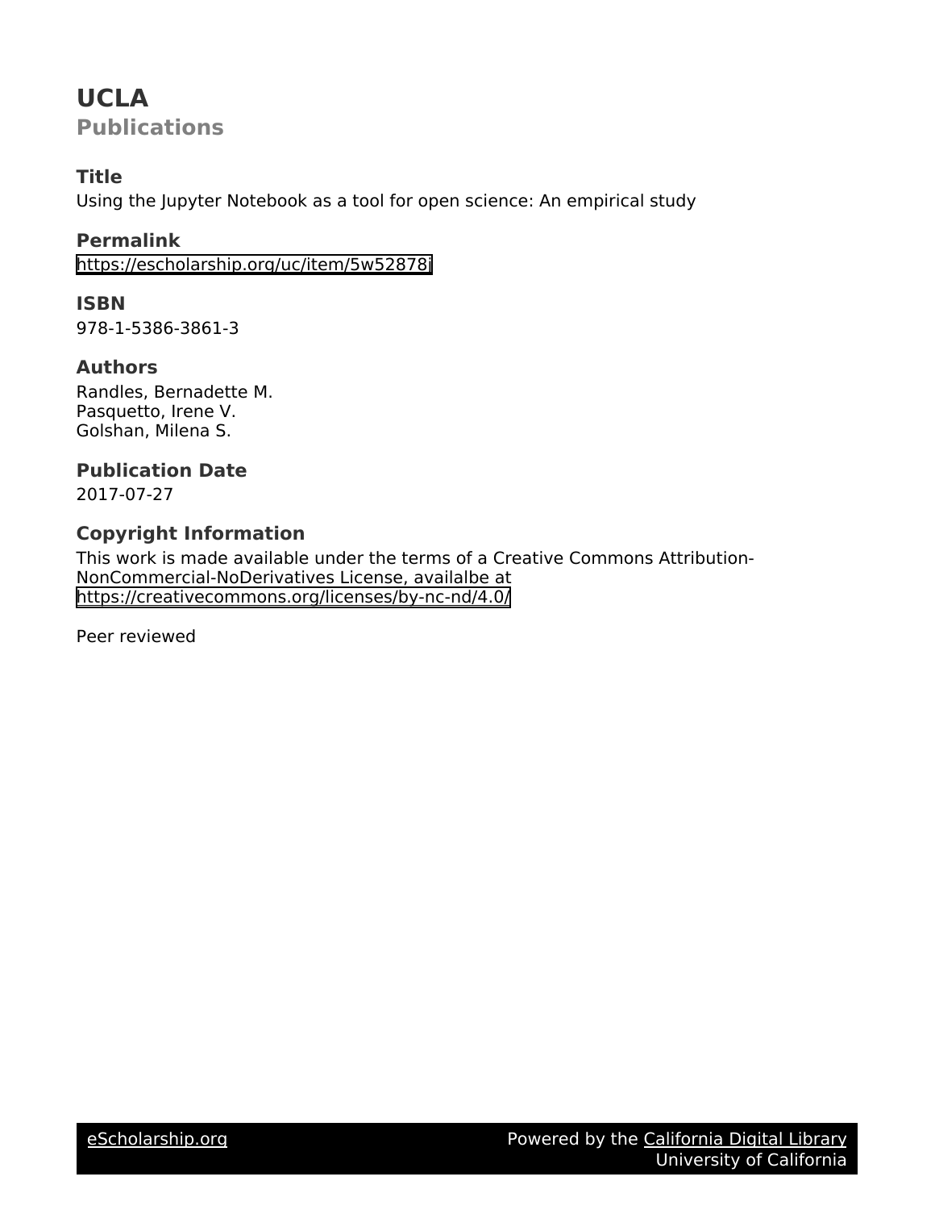# UCLA

## Publications

### Title

Using the Jupyter Notebook as a tool for open science: An empirical study

### Permalink

https://escholarship.org/uc/item/5w52878j

### ISBN

978-1-5386-3861-3

### Authors

Randles, Bernadette M.
Pasquetto, Irene V.
Golshan, Milena S.

### Publication Date

2017-07-27

### Copyright Information

This work is made available under the terms of a Creative Commons Attribution-NonCommercial-NoDerivatives License, availalbe at https://creativecommons.org/licenses/by-nc-nd/4.0/

Peer reviewed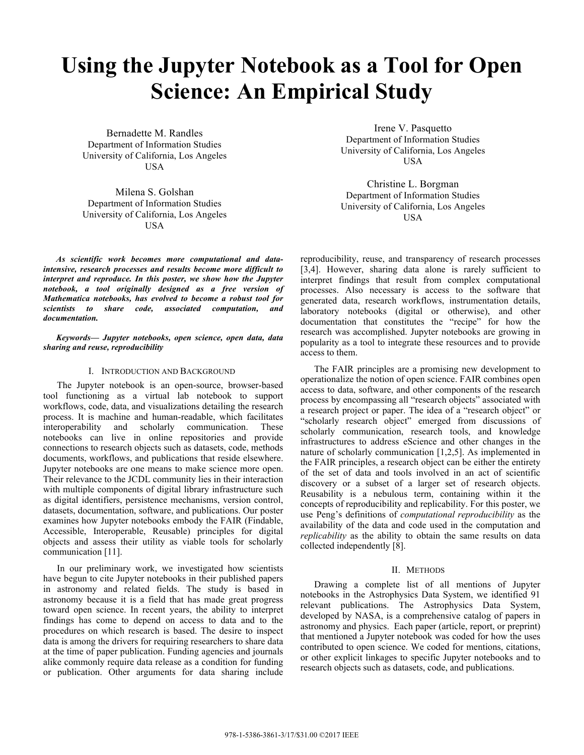# Using the Jupyter Notebook as a Tool for Open Science: An Empirical Study

Bernadette M. Randles
Department of Information Studies
University of California, Los Angeles
USA

Milena S. Golshan
Department of Information Studies
University of California, Los Angeles
USA

Irene V. Pasquetto
Department of Information Studies
University of California, Los Angeles
USA

Christine L. Borgman
Department of Information Studies
University of California, Los Angeles
USA

***As scientific work becomes more computational and data-intensive, research processes and results become more difficult to interpret and reproduce. In this poster, we show how the Jupyter notebook, a tool originally designed as a free version of Mathematica notebooks, has evolved to become a robust tool for scientists to share code, associated computation, and documentation.***

***Keywords— Jupyter notebooks, open science, open data, data sharing and reuse, reproducibility***

## I. Introduction and Background

The Jupyter notebook is an open-source, browser-based tool functioning as a virtual lab notebook to support workflows, code, data, and visualizations detailing the research process. It is machine and human-readable, which facilitates interoperability and scholarly communication. These notebooks can live in online repositories and provide connections to research objects such as datasets, code, methods documents, workflows, and publications that reside elsewhere. Jupyter notebooks are one means to make science more open. Their relevance to the JCDL community lies in their interaction with multiple components of digital library infrastructure such as digital identifiers, persistence mechanisms, version control, datasets, documentation, software, and publications. Our poster examines how Jupyter notebooks embody the FAIR (Findable, Accessible, Interoperable, Reusable) principles for digital objects and assess their utility as viable tools for scholarly communication [11].

In our preliminary work, we investigated how scientists have begun to cite Jupyter notebooks in their published papers in astronomy and related fields. The study is based in astronomy because it is a field that has made great progress toward open science. In recent years, the ability to interpret findings has come to depend on access to data and to the procedures on which research is based. The desire to inspect data is among the drivers for requiring researchers to share data at the time of paper publication. Funding agencies and journals alike commonly require data release as a condition for funding or publication. Other arguments for data sharing include reproducibility, reuse, and transparency of research processes [3,4]. However, sharing data alone is rarely sufficient to interpret findings that result from complex computational processes. Also necessary is access to the software that generated data, research workflows, instrumentation details, laboratory notebooks (digital or otherwise), and other documentation that constitutes the "recipe" for how the research was accomplished. Jupyter notebooks are growing in popularity as a tool to integrate these resources and to provide access to them.

The FAIR principles are a promising new development to operationalize the notion of open science. FAIR combines open access to data, software, and other components of the research process by encompassing all "research objects" associated with a research project or paper. The idea of a "research object" or "scholarly research object" emerged from discussions of scholarly communication, research tools, and knowledge infrastructures to address eScience and other changes in the nature of scholarly communication [1,2,5]. As implemented in the FAIR principles, a research object can be either the entirety of the set of data and tools involved in an act of scientific discovery or a subset of a larger set of research objects. Reusability is a nebulous term, containing within it the concepts of reproducibility and replicability. For this poster, we use Peng's definitions of *computational reproducibility* as the availability of the data and code used in the computation and *replicability* as the ability to obtain the same results on data collected independently [8].

## II. Methods

Drawing a complete list of all mentions of Jupyter notebooks in the Astrophysics Data System, we identified 91 relevant publications. The Astrophysics Data System, developed by NASA, is a comprehensive catalog of papers in astronomy and physics. Each paper (article, report, or preprint) that mentioned a Jupyter notebook was coded for how the uses contributed to open science. We coded for mentions, citations, or other explicit linkages to specific Jupyter notebooks and to research objects such as datasets, code, and publications.

978-1-5386-3861-3/17/$31.00 ©2017 IEEE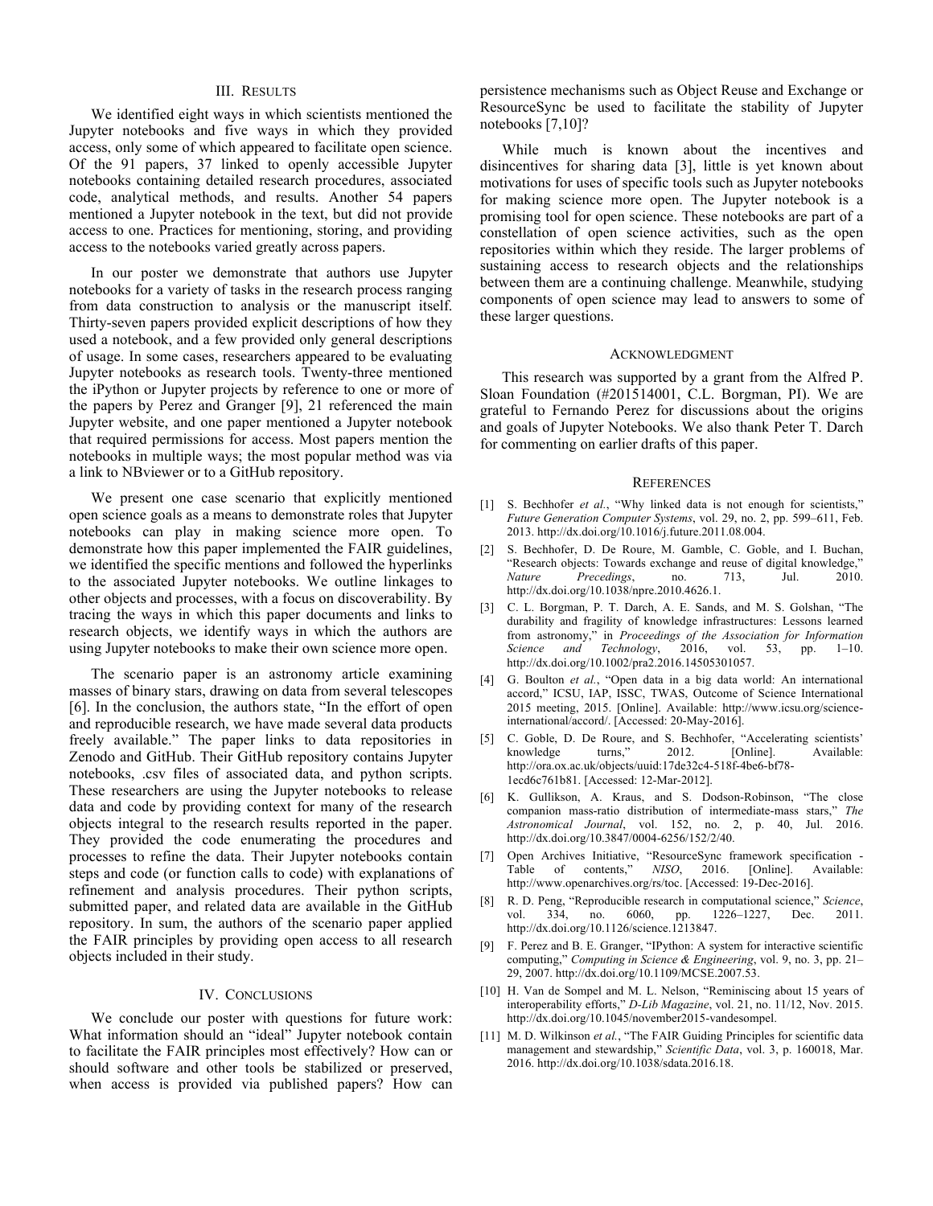## III. Results

We identified eight ways in which scientists mentioned the Jupyter notebooks and five ways in which they provided access, only some of which appeared to facilitate open science. Of the 91 papers, 37 linked to openly accessible Jupyter notebooks containing detailed research procedures, associated code, analytical methods, and results. Another 54 papers mentioned a Jupyter notebook in the text, but did not provide access to one. Practices for mentioning, storing, and providing access to the notebooks varied greatly across papers.

In our poster we demonstrate that authors use Jupyter notebooks for a variety of tasks in the research process ranging from data construction to analysis or the manuscript itself. Thirty-seven papers provided explicit descriptions of how they used a notebook, and a few provided only general descriptions of usage. In some cases, researchers appeared to be evaluating Jupyter notebooks as research tools. Twenty-three mentioned the iPython or Jupyter projects by reference to one or more of the papers by Perez and Granger [9], 21 referenced the main Jupyter website, and one paper mentioned a Jupyter notebook that required permissions for access. Most papers mention the notebooks in multiple ways; the most popular method was via a link to NBviewer or to a GitHub repository.

We present one case scenario that explicitly mentioned open science goals as a means to demonstrate roles that Jupyter notebooks can play in making science more open. To demonstrate how this paper implemented the FAIR guidelines, we identified the specific mentions and followed the hyperlinks to the associated Jupyter notebooks. We outline linkages to other objects and processes, with a focus on discoverability. By tracing the ways in which this paper documents and links to research objects, we identify ways in which the authors are using Jupyter notebooks to make their own science more open.

The scenario paper is an astronomy article examining masses of binary stars, drawing on data from several telescopes [6]. In the conclusion, the authors state, "In the effort of open and reproducible research, we have made several data products freely available." The paper links to data repositories in Zenodo and GitHub. Their GitHub repository contains Jupyter notebooks, .csv files of associated data, and python scripts. These researchers are using the Jupyter notebooks to release data and code by providing context for many of the research objects integral to the research results reported in the paper. They provided the code enumerating the procedures and processes to refine the data. Their Jupyter notebooks contain steps and code (or function calls to code) with explanations of refinement and analysis procedures. Their python scripts, submitted paper, and related data are available in the GitHub repository. In sum, the authors of the scenario paper applied the FAIR principles by providing open access to all research objects included in their study.

## IV. Conclusions

We conclude our poster with questions for future work: What information should an "ideal" Jupyter notebook contain to facilitate the FAIR principles most effectively? How can or should software and other tools be stabilized or preserved, when access is provided via published papers? How can persistence mechanisms such as Object Reuse and Exchange or ResourceSync be used to facilitate the stability of Jupyter notebooks [7,10]?

While much is known about the incentives and disincentives for sharing data [3], little is yet known about motivations for uses of specific tools such as Jupyter notebooks for making science more open. The Jupyter notebook is a promising tool for open science. These notebooks are part of a constellation of open science activities, such as the open repositories within which they reside. The larger problems of sustaining access to research objects and the relationships between them are a continuing challenge. Meanwhile, studying components of open science may lead to answers to some of these larger questions.

## Acknowledgment

This research was supported by a grant from the Alfred P. Sloan Foundation (#201514001, C.L. Borgman, PI). We are grateful to Fernando Perez for discussions about the origins and goals of Jupyter Notebooks. We also thank Peter T. Darch for commenting on earlier drafts of this paper.

## References

[1] S. Bechhofer *et al.*, "Why linked data is not enough for scientists," *Future Generation Computer Systems*, vol. 29, no. 2, pp. 599–611, Feb. 2013. http://dx.doi.org/10.1016/j.future.2011.08.004.

[2] S. Bechhofer, D. De Roure, M. Gamble, C. Goble, and I. Buchan, "Research objects: Towards exchange and reuse of digital knowledge," *Nature Precedings*, no. 713, Jul. 2010. http://dx.doi.org/10.1038/npre.2010.4626.1.

[3] C. L. Borgman, P. T. Darch, A. E. Sands, and M. S. Golshan, "The durability and fragility of knowledge infrastructures: Lessons learned from astronomy," in *Proceedings of the Association for Information Science and Technology*, 2016, vol. 53, pp. 1–10. http://dx.doi.org/10.1002/pra2.2016.14505301057.

[4] G. Boulton *et al.*, "Open data in a big data world: An international accord," ICSU, IAP, ISSC, TWAS, Outcome of Science International 2015 meeting, 2015. [Online]. Available: http://www.icsu.org/science-international/accord/. [Accessed: 20-May-2016].

[5] C. Goble, D. De Roure, and S. Bechhofer, "Accelerating scientists' knowledge turns," 2012. [Online]. Available: http://ora.ox.ac.uk/objects/uuid:17de32c4-518f-4be6-bf78-1ecd6c761b81. [Accessed: 12-Mar-2012].

[6] K. Gullikson, A. Kraus, and S. Dodson-Robinson, "The close companion mass-ratio distribution of intermediate-mass stars," *The Astronomical Journal*, vol. 152, no. 2, p. 40, Jul. 2016. http://dx.doi.org/10.3847/0004-6256/152/2/40.

[7] Open Archives Initiative, "ResourceSync framework specification - Table of contents," *NISO*, 2016. [Online]. Available: http://www.openarchives.org/rs/toc. [Accessed: 19-Dec-2016].

[8] R. D. Peng, "Reproducible research in computational science," *Science*, vol. 334, no. 6060, pp. 1226–1227, Dec. 2011. http://dx.doi.org/10.1126/science.1213847.

[9] F. Perez and B. E. Granger, "IPython: A system for interactive scientific computing," *Computing in Science & Engineering*, vol. 9, no. 3, pp. 21–29, 2007. http://dx.doi.org/10.1109/MCSE.2007.53.

[10] H. Van de Sompel and M. L. Nelson, "Reminiscing about 15 years of interoperability efforts," *D-Lib Magazine*, vol. 21, no. 11/12, Nov. 2015. http://dx.doi.org/10.1045/november2015-vandesompel.

[11] M. D. Wilkinson *et al.*, "The FAIR Guiding Principles for scientific data management and stewardship," *Scientific Data*, vol. 3, p. 160018, Mar. 2016. http://dx.doi.org/10.1038/sdata.2016.18.